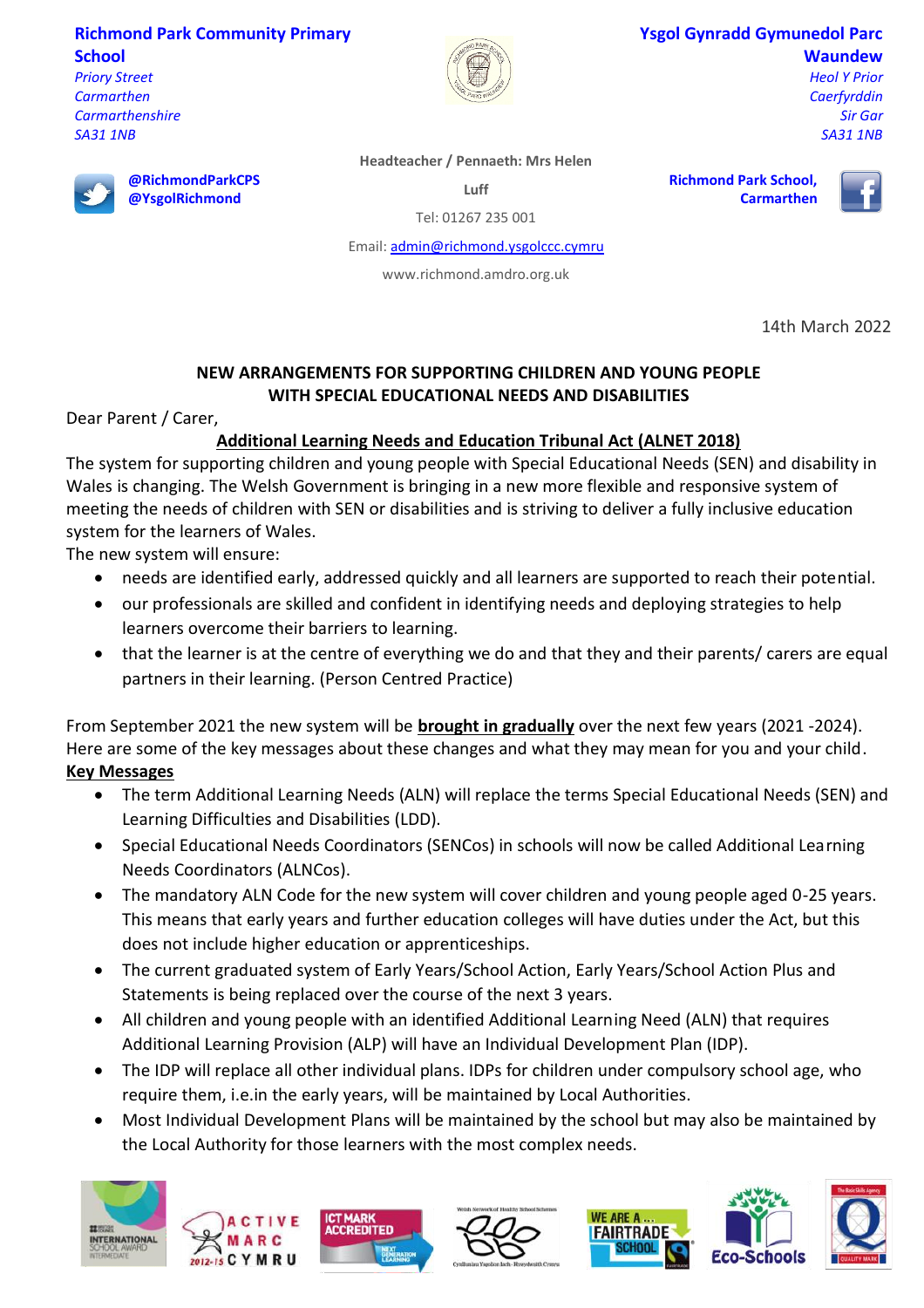**Richmond Park Community Primary School**
*Priory Street*
*Carmarthen*
*Carmarthenshire*
*SA31 1NB*

**Ysgol Gynradd Gymunedol Parc Waundew**
*Heol Y Prior*
*Caerfyrddin*
*Sir Gar*
*SA31 1NB*

**@RichmondParkCPS**
**@YsgolRichmond**

**Headteacher / Pennaeth: Mrs Helen Luff**

Tel: 01267 235 001

Email: admin@richmond.ysgolccc.cymru

www.richmond.amdro.org.uk

**Richmond Park School, Carmarthen**

14th March 2022

## NEW ARRANGEMENTS FOR SUPPORTING CHILDREN AND YOUNG PEOPLE WITH SPECIAL EDUCATIONAL NEEDS AND DISABILITIES

Dear Parent / Carer,

**Additional Learning Needs and Education Tribunal Act (ALNET 2018)**

The system for supporting children and young people with Special Educational Needs (SEN) and disability in Wales is changing. The Welsh Government is bringing in a new more flexible and responsive system of meeting the needs of children with SEN or disabilities and is striving to deliver a fully inclusive education system for the learners of Wales.

The new system will ensure:

- needs are identified early, addressed quickly and all learners are supported to reach their potential.
- our professionals are skilled and confident in identifying needs and deploying strategies to help learners overcome their barriers to learning.
- that the learner is at the centre of everything we do and that they and their parents/ carers are equal partners in their learning. (Person Centred Practice)

From September 2021 the new system will be **brought in gradually** over the next few years (2021 -2024). Here are some of the key messages about these changes and what they may mean for you and your child.

**Key Messages**

- The term Additional Learning Needs (ALN) will replace the terms Special Educational Needs (SEN) and Learning Difficulties and Disabilities (LDD).
- Special Educational Needs Coordinators (SENCos) in schools will now be called Additional Learning Needs Coordinators (ALNCos).
- The mandatory ALN Code for the new system will cover children and young people aged 0-25 years. This means that early years and further education colleges will have duties under the Act, but this does not include higher education or apprenticeships.
- The current graduated system of Early Years/School Action, Early Years/School Action Plus and Statements is being replaced over the course of the next 3 years.
- All children and young people with an identified Additional Learning Need (ALN) that requires Additional Learning Provision (ALP) will have an Individual Development Plan (IDP).
- The IDP will replace all other individual plans. IDPs for children under compulsory school age, who require them, i.e.in the early years, will be maintained by Local Authorities.
- Most Individual Development Plans will be maintained by the school but may also be maintained by the Local Authority for those learners with the most complex needs.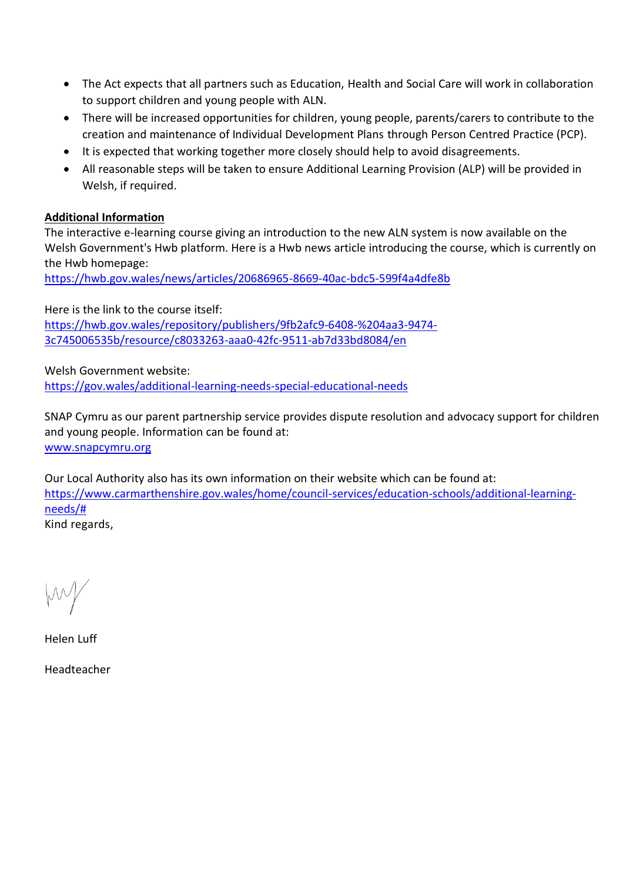- The Act expects that all partners such as Education, Health and Social Care will work in collaboration to support children and young people with ALN.
- There will be increased opportunities for children, young people, parents/carers to contribute to the creation and maintenance of Individual Development Plans through Person Centred Practice (PCP).
- It is expected that working together more closely should help to avoid disagreements.
- All reasonable steps will be taken to ensure Additional Learning Provision (ALP) will be provided in Welsh, if required.

**Additional Information**

The interactive e-learning course giving an introduction to the new ALN system is now available on the Welsh Government's Hwb platform. Here is a Hwb news article introducing the course, which is currently on the Hwb homepage:
https://hwb.gov.wales/news/articles/20686965-8669-40ac-bdc5-599f4a4dfe8b

Here is the link to the course itself:
https://hwb.gov.wales/repository/publishers/9fb2afc9-6408-%204aa3-9474-3c745006535b/resource/c8033263-aaa0-42fc-9511-ab7d33bd8084/en

Welsh Government website:
https://gov.wales/additional-learning-needs-special-educational-needs

SNAP Cymru as our parent partnership service provides dispute resolution and advocacy support for children and young people. Information can be found at:
www.snapcymru.org

Our Local Authority also has its own information on their website which can be found at:
https://www.carmarthenshire.gov.wales/home/council-services/education-schools/additional-learning-needs/#

Kind regards,

Helen Luff

Headteacher